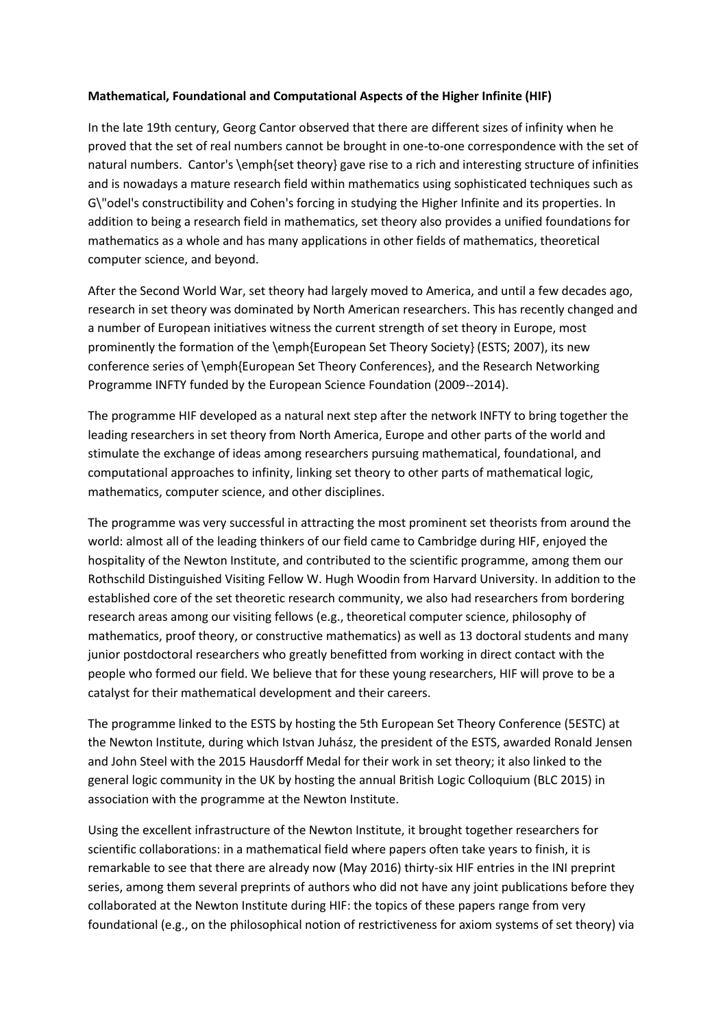**Mathematical, Foundational and Computational Aspects of the Higher Infinite (HIF)**

In the late 19th century, Georg Cantor observed that there are different sizes of infinity when he proved that the set of real numbers cannot be brought in one-to-one correspondence with the set of natural numbers. Cantor's \emph{set theory} gave rise to a rich and interesting structure of infinities and is nowadays a mature research field within mathematics using sophisticated techniques such as G\"odel's constructibility and Cohen's forcing in studying the Higher Infinite and its properties. In addition to being a research field in mathematics, set theory also provides a unified foundations for mathematics as a whole and has many applications in other fields of mathematics, theoretical computer science, and beyond.

After the Second World War, set theory had largely moved to America, and until a few decades ago, research in set theory was dominated by North American researchers. This has recently changed and a number of European initiatives witness the current strength of set theory in Europe, most prominently the formation of the \emph{European Set Theory Society} (ESTS; 2007), its new conference series of \emph{European Set Theory Conferences}, and the Research Networking Programme INFTY funded by the European Science Foundation (2009--2014).

The programme HIF developed as a natural next step after the network INFTY to bring together the leading researchers in set theory from North America, Europe and other parts of the world and stimulate the exchange of ideas among researchers pursuing mathematical, foundational, and computational approaches to infinity, linking set theory to other parts of mathematical logic, mathematics, computer science, and other disciplines.

The programme was very successful in attracting the most prominent set theorists from around the world: almost all of the leading thinkers of our field came to Cambridge during HIF, enjoyed the hospitality of the Newton Institute, and contributed to the scientific programme, among them our Rothschild Distinguished Visiting Fellow W. Hugh Woodin from Harvard University. In addition to the established core of the set theoretic research community, we also had researchers from bordering research areas among our visiting fellows (e.g., theoretical computer science, philosophy of mathematics, proof theory, or constructive mathematics) as well as 13 doctoral students and many junior postdoctoral researchers who greatly benefitted from working in direct contact with the people who formed our field. We believe that for these young researchers, HIF will prove to be a catalyst for their mathematical development and their careers.

The programme linked to the ESTS by hosting the 5th European Set Theory Conference (5ESTC) at the Newton Institute, during which Istvan Juhász, the president of the ESTS, awarded Ronald Jensen and John Steel with the 2015 Hausdorff Medal for their work in set theory; it also linked to the general logic community in the UK by hosting the annual British Logic Colloquium (BLC 2015) in association with the programme at the Newton Institute.

Using the excellent infrastructure of the Newton Institute, it brought together researchers for scientific collaborations: in a mathematical field where papers often take years to finish, it is remarkable to see that there are already now (May 2016) thirty-six HIF entries in the INI preprint series, among them several preprints of authors who did not have any joint publications before they collaborated at the Newton Institute during HIF: the topics of these papers range from very foundational (e.g., on the philosophical notion of restrictiveness for axiom systems of set theory) via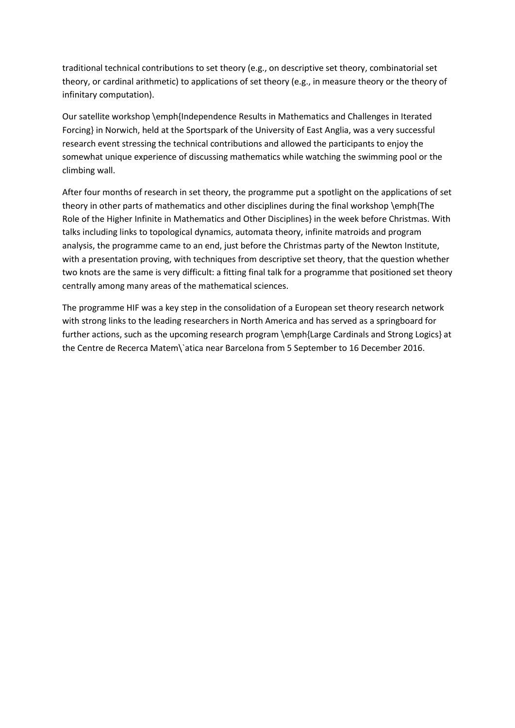traditional technical contributions to set theory (e.g., on descriptive set theory, combinatorial set theory, or cardinal arithmetic) to applications of set theory (e.g., in measure theory or the theory of infinitary computation).

Our satellite workshop \emph{Independence Results in Mathematics and Challenges in Iterated Forcing} in Norwich, held at the Sportspark of the University of East Anglia, was a very successful research event stressing the technical contributions and allowed the participants to enjoy the somewhat unique experience of discussing mathematics while watching the swimming pool or the climbing wall.

After four months of research in set theory, the programme put a spotlight on the applications of set theory in other parts of mathematics and other disciplines during the final workshop \emph{The Role of the Higher Infinite in Mathematics and Other Disciplines} in the week before Christmas. With talks including links to topological dynamics, automata theory, infinite matroids and program analysis, the programme came to an end, just before the Christmas party of the Newton Institute, with a presentation proving, with techniques from descriptive set theory, that the question whether two knots are the same is very difficult: a fitting final talk for a programme that positioned set theory centrally among many areas of the mathematical sciences.

The programme HIF was a key step in the consolidation of a European set theory research network with strong links to the leading researchers in North America and has served as a springboard for further actions, such as the upcoming research program \emph{Large Cardinals and Strong Logics} at the Centre de Recerca Matem\`atica near Barcelona from 5 September to 16 December 2016.